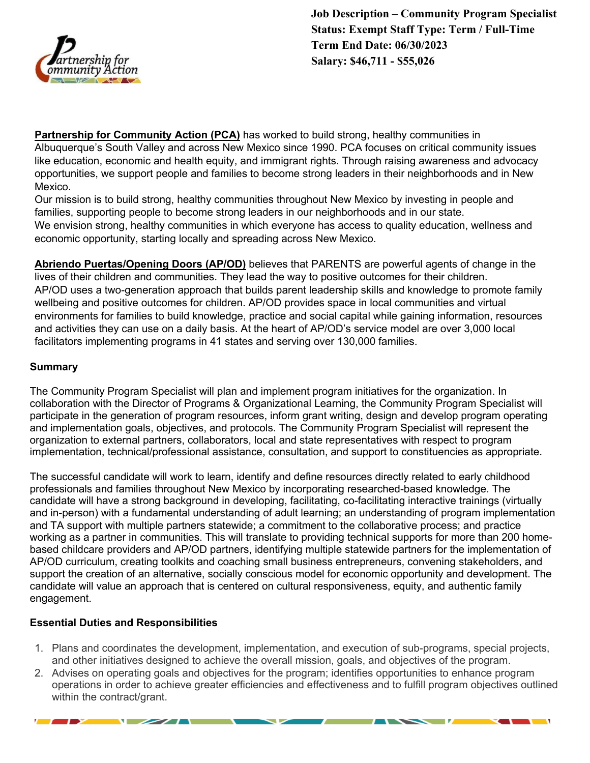**Job Description – Community Program Specialist**
**Status: Exempt Staff Type: Term / Full-Time**
**Term End Date: 06/30/2023**
**Salary: $46,711 - $55,026**

**Partnership for Community Action (PCA)** has worked to build strong, healthy communities in Albuquerque's South Valley and across New Mexico since 1990. PCA focuses on critical community issues like education, economic and health equity, and immigrant rights. Through raising awareness and advocacy opportunities, we support people and families to become strong leaders in their neighborhoods and in New Mexico.
Our mission is to build strong, healthy communities throughout New Mexico by investing in people and families, supporting people to become strong leaders in our neighborhoods and in our state.
We envision strong, healthy communities in which everyone has access to quality education, wellness and economic opportunity, starting locally and spreading across New Mexico.

**Abriendo Puertas/Opening Doors (AP/OD)** believes that PARENTS are powerful agents of change in the lives of their children and communities. They lead the way to positive outcomes for their children. AP/OD uses a two-generation approach that builds parent leadership skills and knowledge to promote family wellbeing and positive outcomes for children. AP/OD provides space in local communities and virtual environments for families to build knowledge, practice and social capital while gaining information, resources and activities they can use on a daily basis. At the heart of AP/OD's service model are over 3,000 local facilitators implementing programs in 41 states and serving over 130,000 families.

## Summary

The Community Program Specialist will plan and implement program initiatives for the organization. In collaboration with the Director of Programs & Organizational Learning, the Community Program Specialist will participate in the generation of program resources, inform grant writing, design and develop program operating and implementation goals, objectives, and protocols. The Community Program Specialist will represent the organization to external partners, collaborators, local and state representatives with respect to program implementation, technical/professional assistance, consultation, and support to constituencies as appropriate.

The successful candidate will work to learn, identify and define resources directly related to early childhood professionals and families throughout New Mexico by incorporating researched-based knowledge. The candidate will have a strong background in developing, facilitating, co-facilitating interactive trainings (virtually and in-person) with a fundamental understanding of adult learning; an understanding of program implementation and TA support with multiple partners statewide; a commitment to the collaborative process; and practice working as a partner in communities. This will translate to providing technical supports for more than 200 home-based childcare providers and AP/OD partners, identifying multiple statewide partners for the implementation of AP/OD curriculum, creating toolkits and coaching small business entrepreneurs, convening stakeholders, and support the creation of an alternative, socially conscious model for economic opportunity and development. The candidate will value an approach that is centered on cultural responsiveness, equity, and authentic family engagement.

## Essential Duties and Responsibilities

1. Plans and coordinates the development, implementation, and execution of sub-programs, special projects, and other initiatives designed to achieve the overall mission, goals, and objectives of the program.
2. Advises on operating goals and objectives for the program; identifies opportunities to enhance program operations in order to achieve greater efficiencies and effectiveness and to fulfill program objectives outlined within the contract/grant.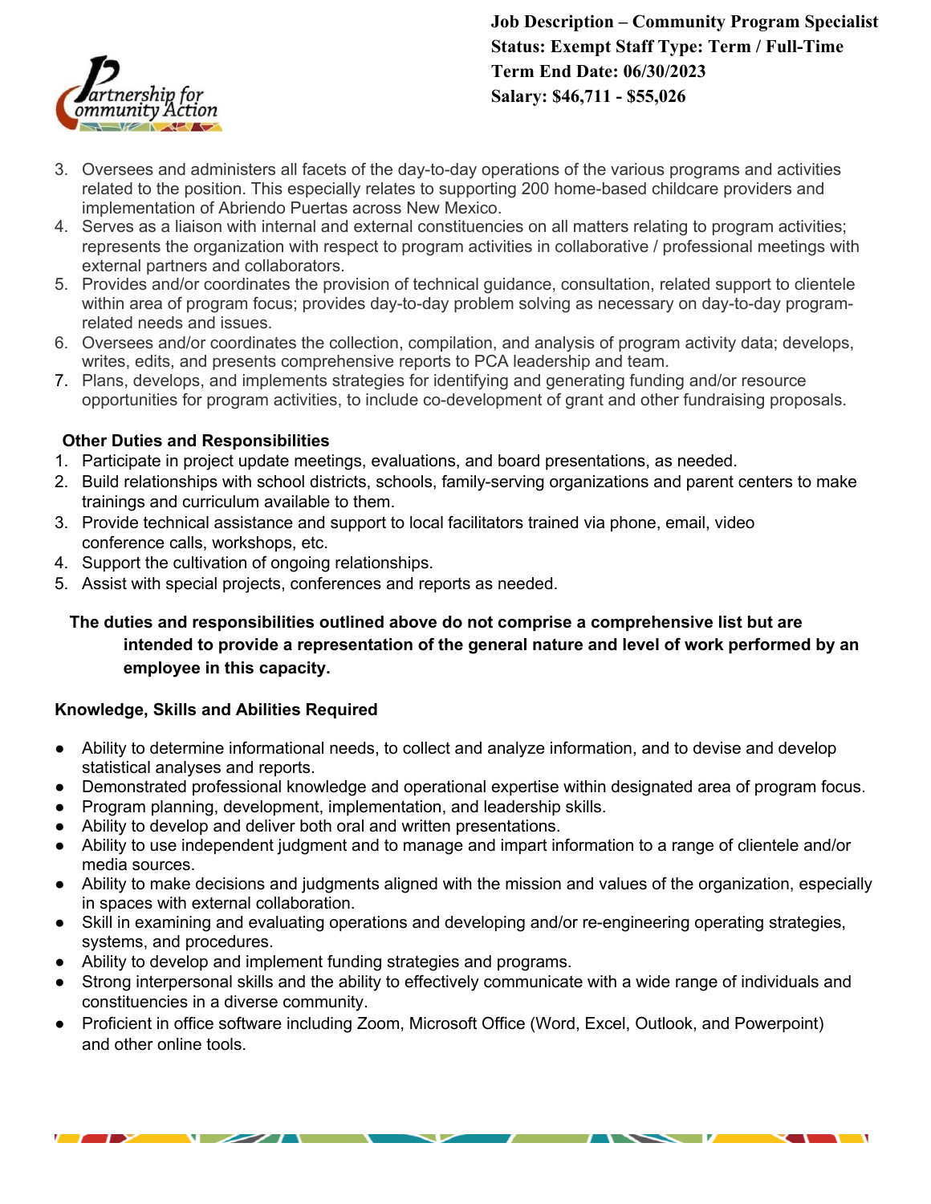3. Oversees and administers all facets of the day-to-day operations of the various programs and activities related to the position. This especially relates to supporting 200 home-based childcare providers and implementation of Abriendo Puertas across New Mexico.
4. Serves as a liaison with internal and external constituencies on all matters relating to program activities; represents the organization with respect to program activities in collaborative / professional meetings with external partners and collaborators.
5. Provides and/or coordinates the provision of technical guidance, consultation, related support to clientele within area of program focus; provides day-to-day problem solving as necessary on day-to-day program-related needs and issues.
6. Oversees and/or coordinates the collection, compilation, and analysis of program activity data; develops, writes, edits, and presents comprehensive reports to PCA leadership and team.
7. Plans, develops, and implements strategies for identifying and generating funding and/or resource opportunities for program activities, to include co-development of grant and other fundraising proposals.

**Other Duties and Responsibilities**

1. Participate in project update meetings, evaluations, and board presentations, as needed.
2. Build relationships with school districts, schools, family-serving organizations and parent centers to make trainings and curriculum available to them.
3. Provide technical assistance and support to local facilitators trained via phone, email, video conference calls, workshops, etc.
4. Support the cultivation of ongoing relationships.
5. Assist with special projects, conferences and reports as needed.

**The duties and responsibilities outlined above do not comprise a comprehensive list but are intended to provide a representation of the general nature and level of work performed by an employee in this capacity.**

**Knowledge, Skills and Abilities Required**

- Ability to determine informational needs, to collect and analyze information, and to devise and develop statistical analyses and reports.
- Demonstrated professional knowledge and operational expertise within designated area of program focus.
- Program planning, development, implementation, and leadership skills.
- Ability to develop and deliver both oral and written presentations.
- Ability to use independent judgment and to manage and impart information to a range of clientele and/or media sources.
- Ability to make decisions and judgments aligned with the mission and values of the organization, especially in spaces with external collaboration.
- Skill in examining and evaluating operations and developing and/or re-engineering operating strategies, systems, and procedures.
- Ability to develop and implement funding strategies and programs.
- Strong interpersonal skills and the ability to effectively communicate with a wide range of individuals and constituencies in a diverse community.
- Proficient in office software including Zoom, Microsoft Office (Word, Excel, Outlook, and Powerpoint) and other online tools.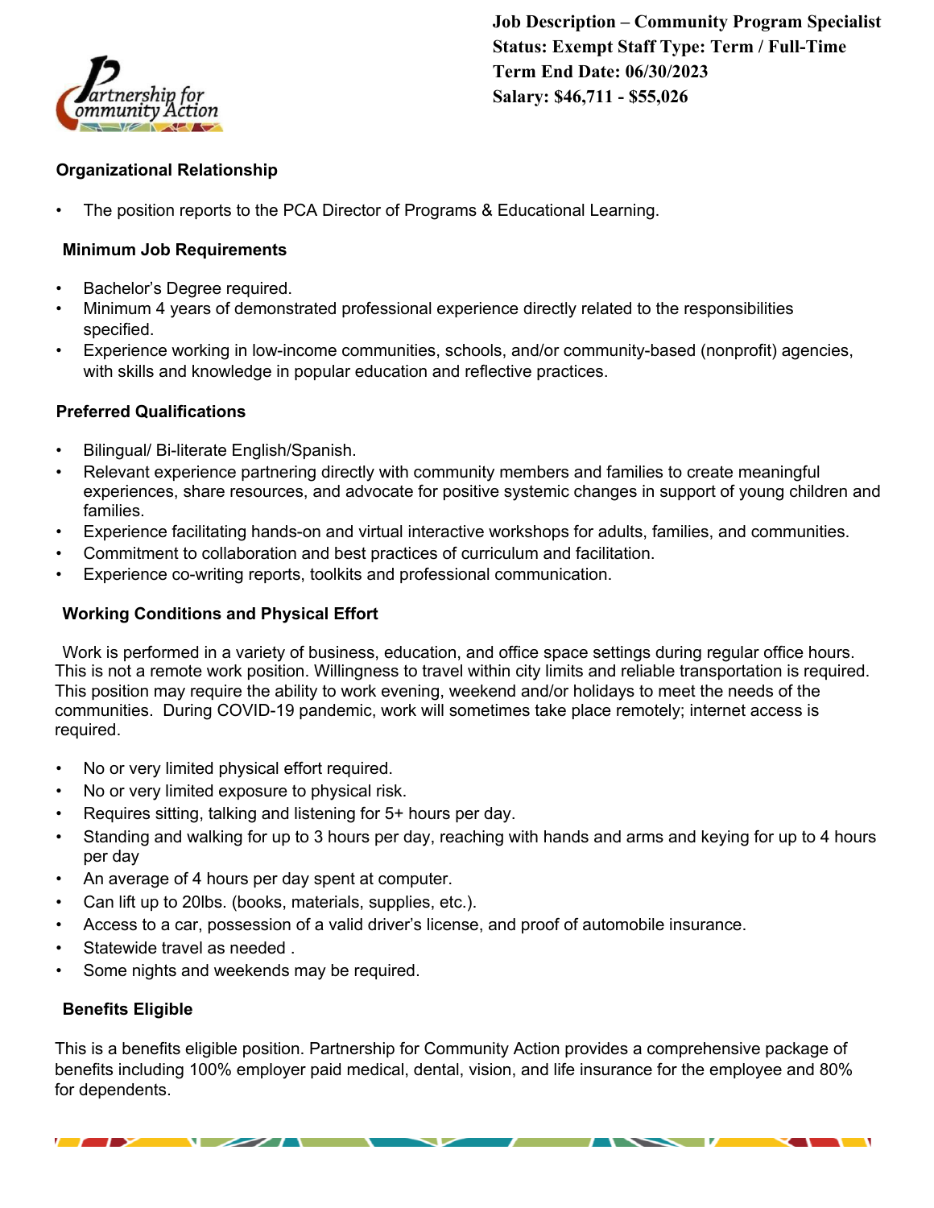**Job Description – Community Program Specialist**
**Status: Exempt Staff Type: Term / Full-Time**
**Term End Date: 06/30/2023**
**Salary: $46,711 - $55,026**

### Organizational Relationship

- The position reports to the PCA Director of Programs & Educational Learning.

### Minimum Job Requirements

- Bachelor's Degree required.
- Minimum 4 years of demonstrated professional experience directly related to the responsibilities specified.
- Experience working in low-income communities, schools, and/or community-based (nonprofit) agencies, with skills and knowledge in popular education and reflective practices.

### Preferred Qualifications

- Bilingual/ Bi-literate English/Spanish.
- Relevant experience partnering directly with community members and families to create meaningful experiences, share resources, and advocate for positive systemic changes in support of young children and families.
- Experience facilitating hands-on and virtual interactive workshops for adults, families, and communities.
- Commitment to collaboration and best practices of curriculum and facilitation.
- Experience co-writing reports, toolkits and professional communication.

### Working Conditions and Physical Effort

Work is performed in a variety of business, education, and office space settings during regular office hours. This is not a remote work position. Willingness to travel within city limits and reliable transportation is required. This position may require the ability to work evening, weekend and/or holidays to meet the needs of the communities. During COVID-19 pandemic, work will sometimes take place remotely; internet access is required.

- No or very limited physical effort required.
- No or very limited exposure to physical risk.
- Requires sitting, talking and listening for 5+ hours per day.
- Standing and walking for up to 3 hours per day, reaching with hands and arms and keying for up to 4 hours per day
- An average of 4 hours per day spent at computer.
- Can lift up to 20lbs. (books, materials, supplies, etc.).
- Access to a car, possession of a valid driver's license, and proof of automobile insurance.
- Statewide travel as needed .
- Some nights and weekends may be required.

### Benefits Eligible

This is a benefits eligible position. Partnership for Community Action provides a comprehensive package of benefits including 100% employer paid medical, dental, vision, and life insurance for the employee and 80% for dependents.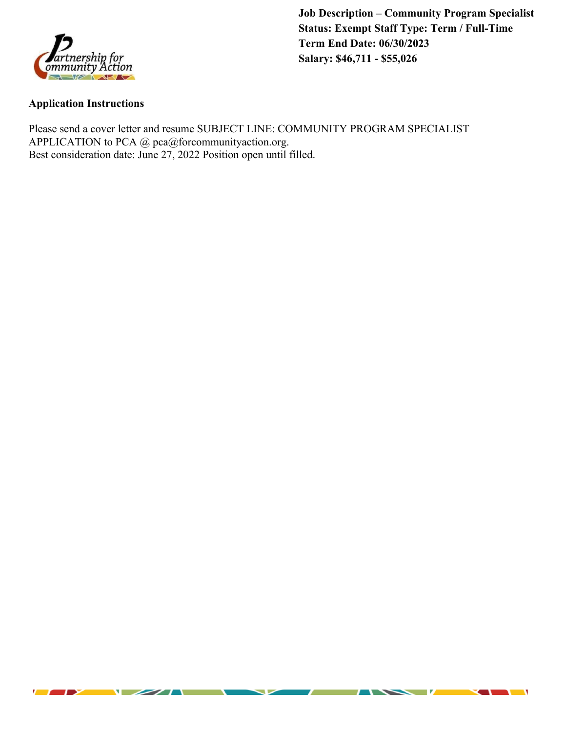**Job Description – Community Program Specialist**
**Status: Exempt Staff Type: Term / Full-Time**
**Term End Date: 06/30/2023**
**Salary: $46,711 - $55,026**

**Application Instructions**

Please send a cover letter and resume SUBJECT LINE: COMMUNITY PROGRAM SPECIALIST APPLICATION to PCA @ pca@forcommunityaction.org.
Best consideration date: June 27, 2022 Position open until filled.